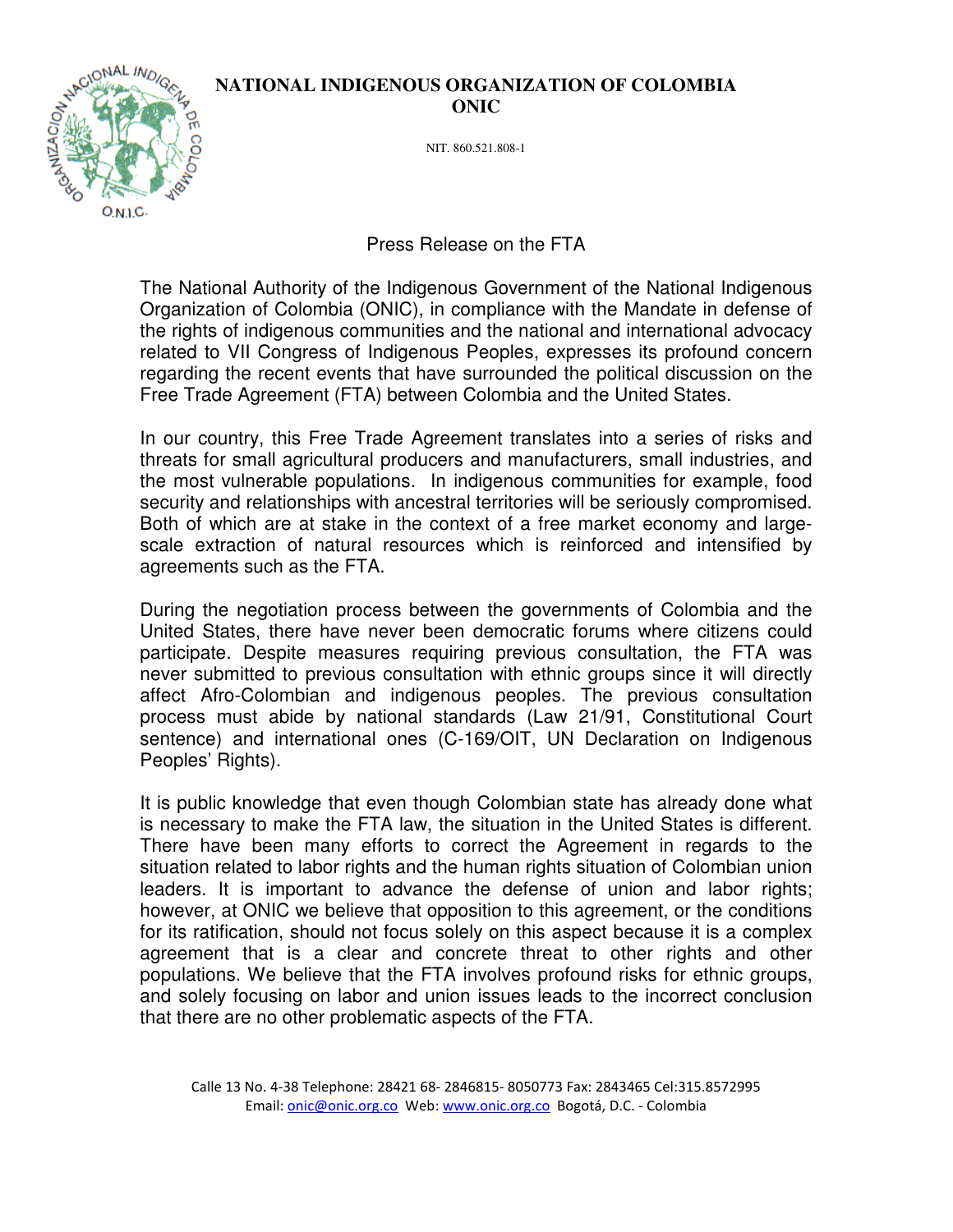# NATIONAL INDIGENOUS ORGANIZATION OF COLOMBIA
# ONIC

NIT. 860.521.808-1

## Press Release on the FTA

The National Authority of the Indigenous Government of the National Indigenous Organization of Colombia (ONIC), in compliance with the Mandate in defense of the rights of indigenous communities and the national and international advocacy related to VII Congress of Indigenous Peoples, expresses its profound concern regarding the recent events that have surrounded the political discussion on the Free Trade Agreement (FTA) between Colombia and the United States.

In our country, this Free Trade Agreement translates into a series of risks and threats for small agricultural producers and manufacturers, small industries, and the most vulnerable populations. In indigenous communities for example, food security and relationships with ancestral territories will be seriously compromised. Both of which are at stake in the context of a free market economy and large-scale extraction of natural resources which is reinforced and intensified by agreements such as the FTA.

During the negotiation process between the governments of Colombia and the United States, there have never been democratic forums where citizens could participate. Despite measures requiring previous consultation, the FTA was never submitted to previous consultation with ethnic groups since it will directly affect Afro-Colombian and indigenous peoples. The previous consultation process must abide by national standards (Law 21/91, Constitutional Court sentence) and international ones (C-169/OIT, UN Declaration on Indigenous Peoples' Rights).

It is public knowledge that even though Colombian state has already done what is necessary to make the FTA law, the situation in the United States is different. There have been many efforts to correct the Agreement in regards to the situation related to labor rights and the human rights situation of Colombian union leaders. It is important to advance the defense of union and labor rights; however, at ONIC we believe that opposition to this agreement, or the conditions for its ratification, should not focus solely on this aspect because it is a complex agreement that is a clear and concrete threat to other rights and other populations. We believe that the FTA involves profound risks for ethnic groups, and solely focusing on labor and union issues leads to the incorrect conclusion that there are no other problematic aspects of the FTA.

Calle 13 No. 4-38 Telephone: 28421 68- 2846815- 8050773 Fax: 2843465 Cel:315.8572995
Email: onic@onic.org.co Web: www.onic.org.co Bogotá, D.C. - Colombia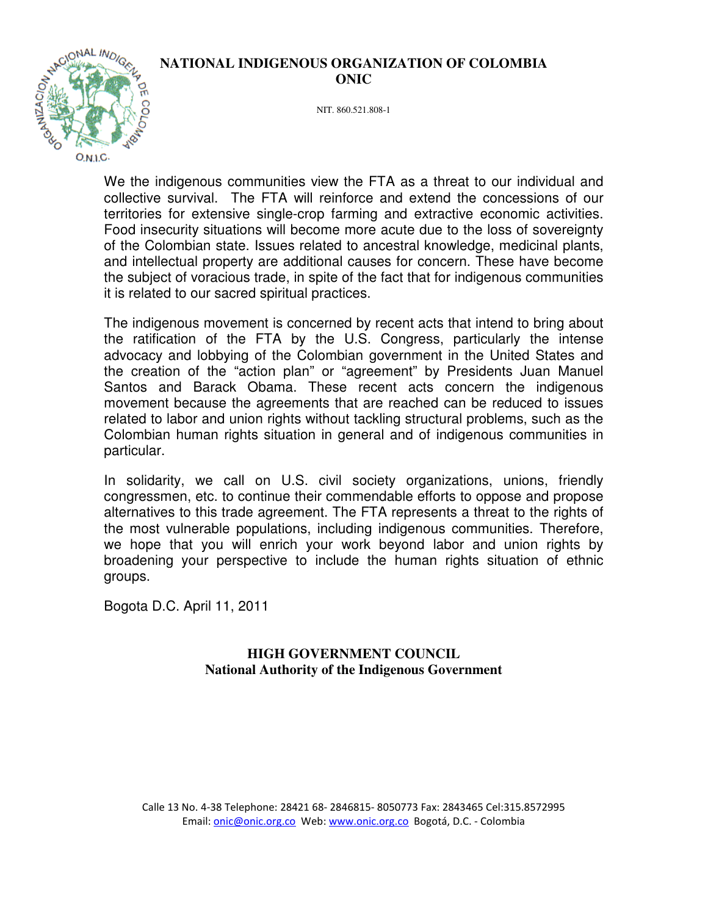**NATIONAL INDIGENOUS ORGANIZATION OF COLOMBIA**
**ONIC**

NIT. 860.521.808-1

We the indigenous communities view the FTA as a threat to our individual and collective survival. The FTA will reinforce and extend the concessions of our territories for extensive single-crop farming and extractive economic activities. Food insecurity situations will become more acute due to the loss of sovereignty of the Colombian state. Issues related to ancestral knowledge, medicinal plants, and intellectual property are additional causes for concern. These have become the subject of voracious trade, in spite of the fact that for indigenous communities it is related to our sacred spiritual practices.

The indigenous movement is concerned by recent acts that intend to bring about the ratification of the FTA by the U.S. Congress, particularly the intense advocacy and lobbying of the Colombian government in the United States and the creation of the "action plan" or "agreement" by Presidents Juan Manuel Santos and Barack Obama. These recent acts concern the indigenous movement because the agreements that are reached can be reduced to issues related to labor and union rights without tackling structural problems, such as the Colombian human rights situation in general and of indigenous communities in particular.

In solidarity, we call on U.S. civil society organizations, unions, friendly congressmen, etc. to continue their commendable efforts to oppose and propose alternatives to this trade agreement. The FTA represents a threat to the rights of the most vulnerable populations, including indigenous communities. Therefore, we hope that you will enrich your work beyond labor and union rights by broadening your perspective to include the human rights situation of ethnic groups.

Bogota D.C. April 11, 2011

**HIGH GOVERNMENT COUNCIL**
**National Authority of the Indigenous Government**

Calle 13 No. 4-38 Telephone: 28421 68- 2846815- 8050773 Fax: 2843465 Cel:315.8572995
Email: onic@onic.org.co Web: www.onic.org.co Bogotá, D.C. - Colombia